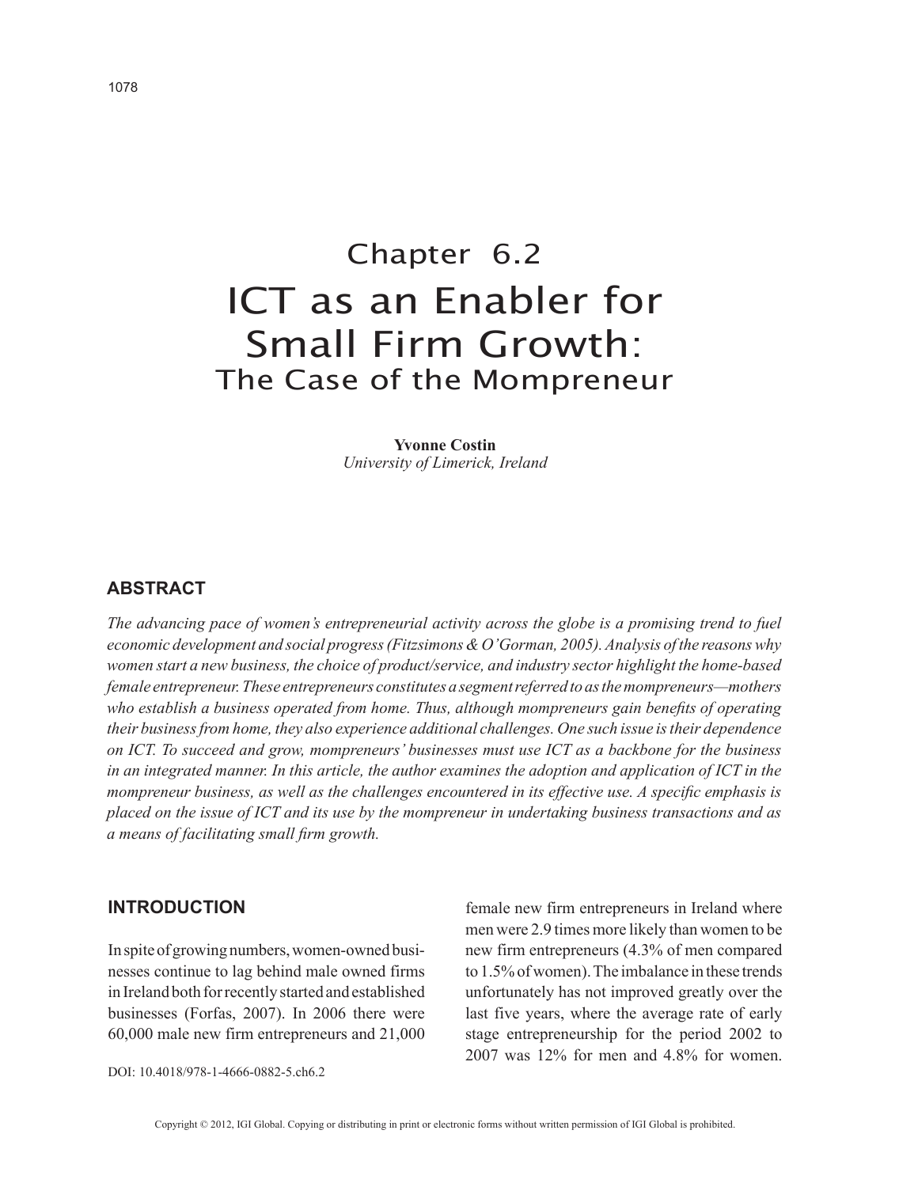# Chapter 6.2
# ICT as an Enabler for Small Firm Growth:
## The Case of the Mompreneur

**Yvonne Costin**
*University of Limerick, Ireland*

## ABSTRACT

*The advancing pace of women's entrepreneurial activity across the globe is a promising trend to fuel economic development and social progress (Fitzsimons & O'Gorman, 2005). Analysis of the reasons why women start a new business, the choice of product/service, and industry sector highlight the home-based female entrepreneur. These entrepreneurs constitutes a segment referred to as the mompreneurs—mothers who establish a business operated from home. Thus, although mompreneurs gain benefits of operating their business from home, they also experience additional challenges. One such issue is their dependence on ICT. To succeed and grow, mompreneurs' businesses must use ICT as a backbone for the business in an integrated manner. In this article, the author examines the adoption and application of ICT in the mompreneur business, as well as the challenges encountered in its effective use. A specific emphasis is placed on the issue of ICT and its use by the mompreneur in undertaking business transactions and as a means of facilitating small firm growth.*

## INTRODUCTION

In spite of growing numbers, women-owned businesses continue to lag behind male owned firms in Ireland both for recently started and established businesses (Forfas, 2007). In 2006 there were 60,000 male new firm entrepreneurs and 21,000 female new firm entrepreneurs in Ireland where men were 2.9 times more likely than women to be new firm entrepreneurs (4.3% of men compared to 1.5% of women). The imbalance in these trends unfortunately has not improved greatly over the last five years, where the average rate of early stage entrepreneurship for the period 2002 to 2007 was 12% for men and 4.8% for women.

DOI: 10.4018/978-1-4666-0882-5.ch6.2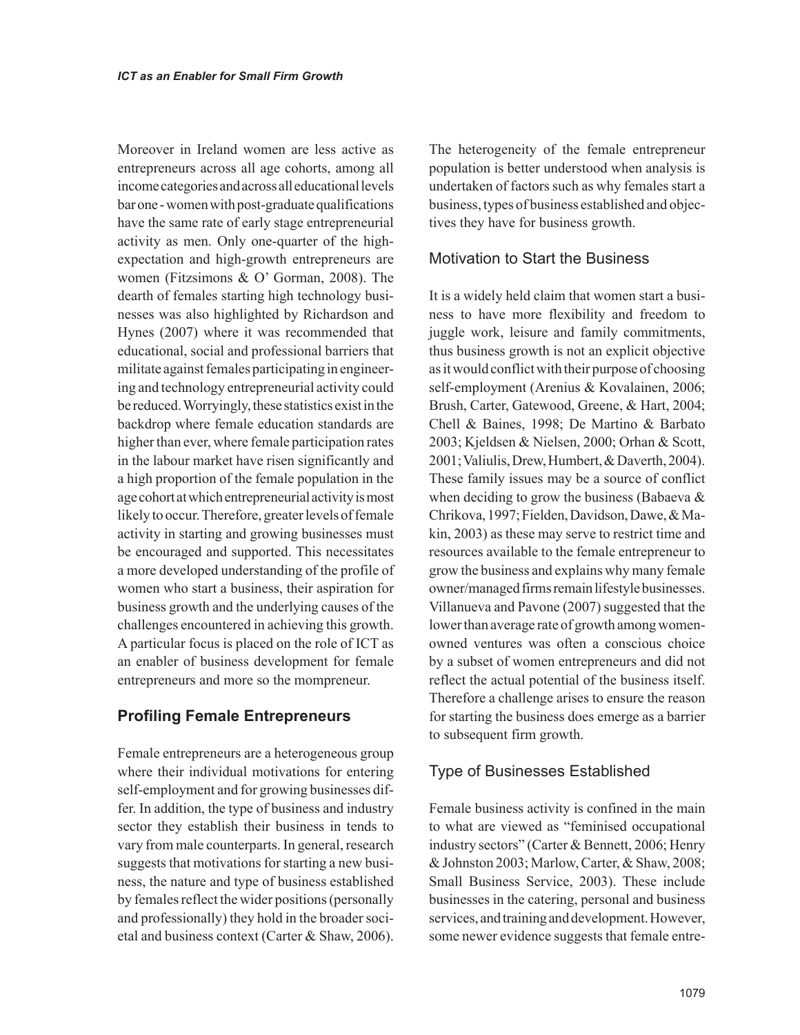Moreover in Ireland women are less active as entrepreneurs across all age cohorts, among all income categories and across all educational levels bar one - women with post-graduate qualifications have the same rate of early stage entrepreneurial activity as men. Only one-quarter of the high-expectation and high-growth entrepreneurs are women (Fitzsimons & O' Gorman, 2008). The dearth of females starting high technology businesses was also highlighted by Richardson and Hynes (2007) where it was recommended that educational, social and professional barriers that militate against females participating in engineering and technology entrepreneurial activity could be reduced. Worryingly, these statistics exist in the backdrop where female education standards are higher than ever, where female participation rates in the labour market have risen significantly and a high proportion of the female population in the age cohort at which entrepreneurial activity is most likely to occur. Therefore, greater levels of female activity in starting and growing businesses must be encouraged and supported. This necessitates a more developed understanding of the profile of women who start a business, their aspiration for business growth and the underlying causes of the challenges encountered in achieving this growth. A particular focus is placed on the role of ICT as an enabler of business development for female entrepreneurs and more so the mompreneur.

## Profiling Female Entrepreneurs

Female entrepreneurs are a heterogeneous group where their individual motivations for entering self-employment and for growing businesses differ. In addition, the type of business and industry sector they establish their business in tends to vary from male counterparts. In general, research suggests that motivations for starting a new business, the nature and type of business established by females reflect the wider positions (personally and professionally) they hold in the broader societal and business context (Carter & Shaw, 2006). The heterogeneity of the female entrepreneur population is better understood when analysis is undertaken of factors such as why females start a business, types of business established and objectives they have for business growth.

### Motivation to Start the Business

It is a widely held claim that women start a business to have more flexibility and freedom to juggle work, leisure and family commitments, thus business growth is not an explicit objective as it would conflict with their purpose of choosing self-employment (Arenius & Kovalainen, 2006; Brush, Carter, Gatewood, Greene, & Hart, 2004; Chell & Baines, 1998; De Martino & Barbato 2003; Kjeldsen & Nielsen, 2000; Orhan & Scott, 2001; Valiulis, Drew, Humbert, & Daverth, 2004). These family issues may be a source of conflict when deciding to grow the business (Babaeva & Chrikova, 1997; Fielden, Davidson, Dawe, & Makin, 2003) as these may serve to restrict time and resources available to the female entrepreneur to grow the business and explains why many female owner/managed firms remain lifestyle businesses. Villanueva and Pavone (2007) suggested that the lower than average rate of growth among women-owned ventures was often a conscious choice by a subset of women entrepreneurs and did not reflect the actual potential of the business itself. Therefore a challenge arises to ensure the reason for starting the business does emerge as a barrier to subsequent firm growth.

### Type of Businesses Established

Female business activity is confined in the main to what are viewed as "feminised occupational industry sectors" (Carter & Bennett, 2006; Henry & Johnston 2003; Marlow, Carter, & Shaw, 2008; Small Business Service, 2003). These include businesses in the catering, personal and business services, and training and development. However, some newer evidence suggests that female entre-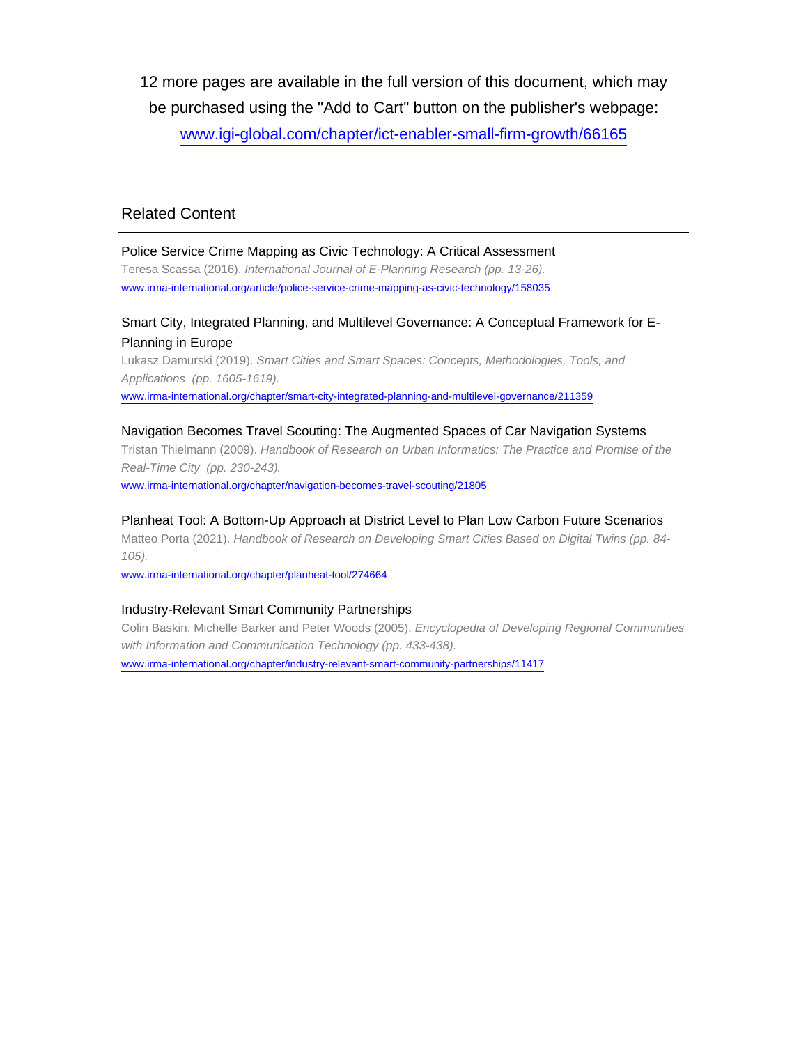12 more pages are available in the full version of this document, which may be purchased using the "Add to Cart" button on the publisher's webpage: www.igi-global.com/chapter/ict-enabler-small-firm-growth/66165

## Related Content

Police Service Crime Mapping as Civic Technology: A Critical Assessment
Teresa Scassa (2016). *International Journal of E-Planning Research (pp. 13-26).*
www.irma-international.org/article/police-service-crime-mapping-as-civic-technology/158035

Smart City, Integrated Planning, and Multilevel Governance: A Conceptual Framework for E-Planning in Europe
Lukasz Damurski (2019). *Smart Cities and Smart Spaces: Concepts, Methodologies, Tools, and Applications (pp. 1605-1619).*
www.irma-international.org/chapter/smart-city-integrated-planning-and-multilevel-governance/211359

Navigation Becomes Travel Scouting: The Augmented Spaces of Car Navigation Systems
Tristan Thielmann (2009). *Handbook of Research on Urban Informatics: The Practice and Promise of the Real-Time City (pp. 230-243).*
www.irma-international.org/chapter/navigation-becomes-travel-scouting/21805

Planheat Tool: A Bottom-Up Approach at District Level to Plan Low Carbon Future Scenarios
Matteo Porta (2021). *Handbook of Research on Developing Smart Cities Based on Digital Twins (pp. 84-105).*
www.irma-international.org/chapter/planheat-tool/274664

Industry-Relevant Smart Community Partnerships
Colin Baskin, Michelle Barker and Peter Woods (2005). *Encyclopedia of Developing Regional Communities with Information and Communication Technology (pp. 433-438).*
www.irma-international.org/chapter/industry-relevant-smart-community-partnerships/11417